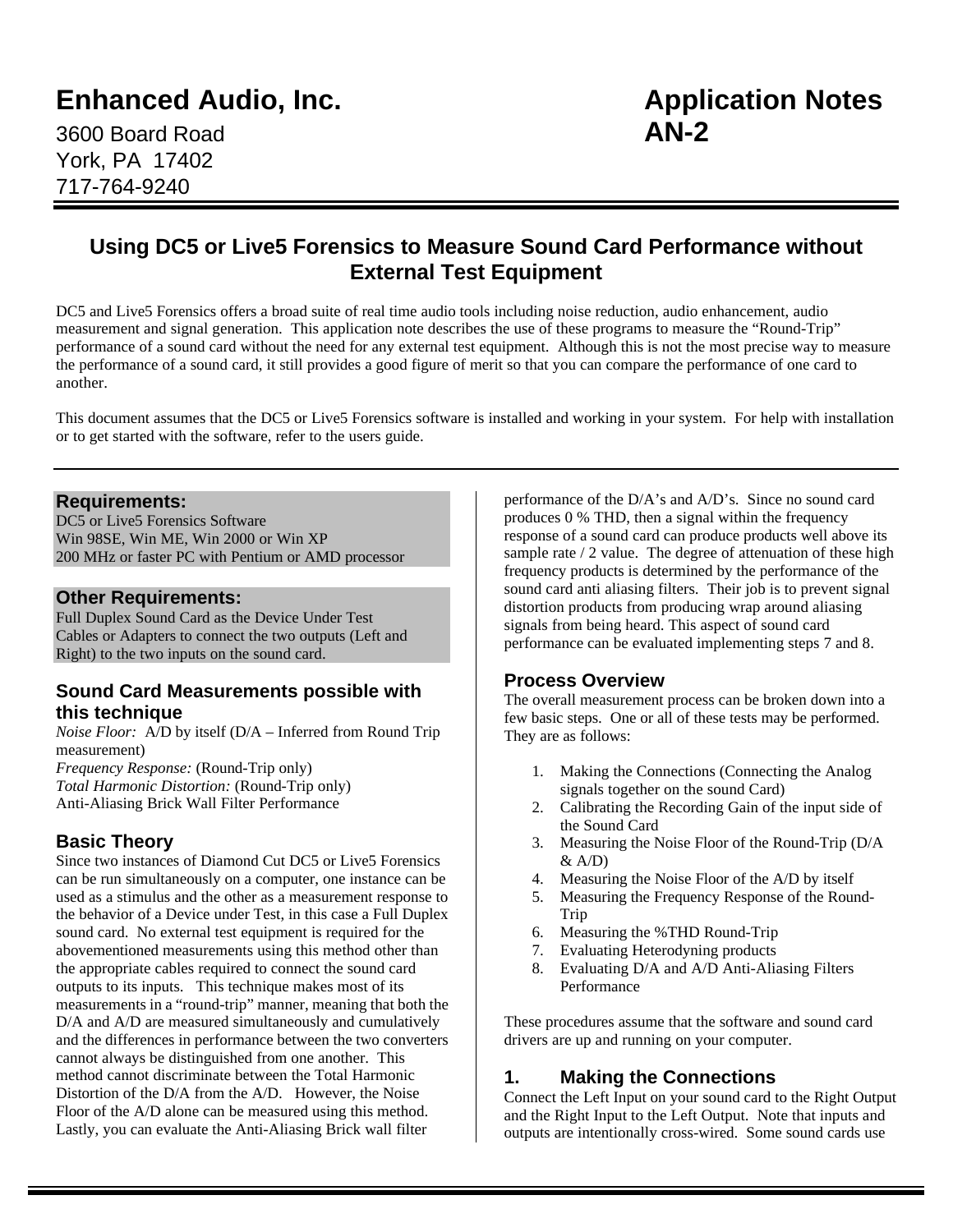# Enhanced Audio, Inc.

3600 Board Road
York, PA 17402
717-764-9240

# Application Notes AN-2

## Using DC5 or Live5 Forensics to Measure Sound Card Performance without External Test Equipment

DC5 and Live5 Forensics offers a broad suite of real time audio tools including noise reduction, audio enhancement, audio measurement and signal generation. This application note describes the use of these programs to measure the "Round-Trip" performance of a sound card without the need for any external test equipment. Although this is not the most precise way to measure the performance of a sound card, it still provides a good figure of merit so that you can compare the performance of one card to another.

This document assumes that the DC5 or Live5 Forensics software is installed and working in your system. For help with installation or to get started with the software, refer to the users guide.

### Requirements:

DC5 or Live5 Forensics Software
Win 98SE, Win ME, Win 2000 or Win XP
200 MHz or faster PC with Pentium or AMD processor

### Other Requirements:

Full Duplex Sound Card as the Device Under Test
Cables or Adapters to connect the two outputs (Left and Right) to the two inputs on the sound card.

### Sound Card Measurements possible with this technique

*Noise Floor:* A/D by itself (D/A – Inferred from Round Trip measurement)
*Frequency Response:* (Round-Trip only)
*Total Harmonic Distortion:* (Round-Trip only)
Anti-Aliasing Brick Wall Filter Performance

### Basic Theory

Since two instances of Diamond Cut DC5 or Live5 Forensics can be run simultaneously on a computer, one instance can be used as a stimulus and the other as a measurement response to the behavior of a Device under Test, in this case a Full Duplex sound card. No external test equipment is required for the abovementioned measurements using this method other than the appropriate cables required to connect the sound card outputs to its inputs. This technique makes most of its measurements in a "round-trip" manner, meaning that both the D/A and A/D are measured simultaneously and cumulatively and the differences in performance between the two converters cannot always be distinguished from one another. This method cannot discriminate between the Total Harmonic Distortion of the D/A from the A/D. However, the Noise Floor of the A/D alone can be measured using this method. Lastly, you can evaluate the Anti-Aliasing Brick wall filter performance of the D/A's and A/D's. Since no sound card produces 0 % THD, then a signal within the frequency response of a sound card can produce products well above its sample rate / 2 value. The degree of attenuation of these high frequency products is determined by the performance of the sound card anti aliasing filters. Their job is to prevent signal distortion products from producing wrap around aliasing signals from being heard. This aspect of sound card performance can be evaluated implementing steps 7 and 8.

### Process Overview

The overall measurement process can be broken down into a few basic steps. One or all of these tests may be performed. They are as follows:

1. Making the Connections (Connecting the Analog signals together on the sound Card)
2. Calibrating the Recording Gain of the input side of the Sound Card
3. Measuring the Noise Floor of the Round-Trip (D/A & A/D)
4. Measuring the Noise Floor of the A/D by itself
5. Measuring the Frequency Response of the Round-Trip
6. Measuring the %THD Round-Trip
7. Evaluating Heterodyning products
8. Evaluating D/A and A/D Anti-Aliasing Filters Performance

These procedures assume that the software and sound card drivers are up and running on your computer.

### 1. Making the Connections

Connect the Left Input on your sound card to the Right Output and the Right Input to the Left Output. Note that inputs and outputs are intentionally cross-wired. Some sound cards use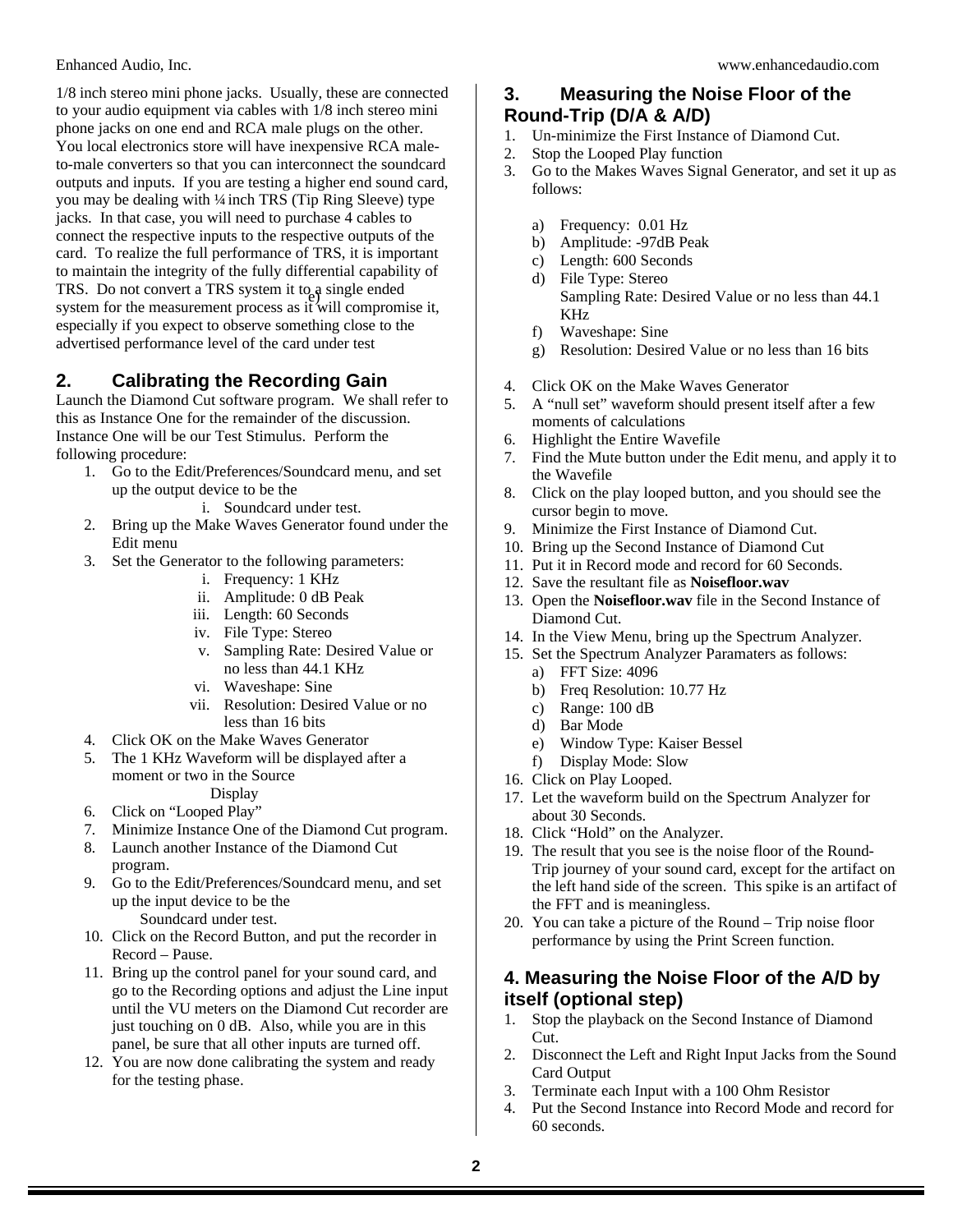1/8 inch stereo mini phone jacks. Usually, these are connected to your audio equipment via cables with 1/8 inch stereo mini phone jacks on one end and RCA male plugs on the other. You local electronics store will have inexpensive RCA male-to-male converters so that you can interconnect the soundcard outputs and inputs. If you are testing a higher end sound card, you may be dealing with ¼ inch TRS (Tip Ring Sleeve) type jacks. In that case, you will need to purchase 4 cables to connect the respective inputs to the respective outputs of the card. To realize the full performance of TRS, it is important to maintain the integrity of the fully differential capability of TRS. Do not convert a TRS system it to a single ended system for the measurement process as it will compromise it, especially if you expect to observe something close to the advertised performance level of the card under test

## 2. Calibrating the Recording Gain

Launch the Diamond Cut software program. We shall refer to this as Instance One for the remainder of the discussion. Instance One will be our Test Stimulus. Perform the following procedure:

1. Go to the Edit/Preferences/Soundcard menu, and set up the output device to be the
   i. Soundcard under test.
2. Bring up the Make Waves Generator found under the Edit menu
3. Set the Generator to the following parameters:
   i. Frequency: 1 KHz
   ii. Amplitude: 0 dB Peak
   iii. Length: 60 Seconds
   iv. File Type: Stereo
   v. Sampling Rate: Desired Value or no less than 44.1 KHz
   vi. Waveshape: Sine
   vii. Resolution: Desired Value or no less than 16 bits
4. Click OK on the Make Waves Generator
5. The 1 KHz Waveform will be displayed after a moment or two in the Source Display
6. Click on “Looped Play”
7. Minimize Instance One of the Diamond Cut program.
8. Launch another Instance of the Diamond Cut program.
9. Go to the Edit/Preferences/Soundcard menu, and set up the input device to be the Soundcard under test.
10. Click on the Record Button, and put the recorder in Record – Pause.
11. Bring up the control panel for your sound card, and go to the Recording options and adjust the Line input until the VU meters on the Diamond Cut recorder are just touching on 0 dB. Also, while you are in this panel, be sure that all other inputs are turned off.
12. You are now done calibrating the system and ready for the testing phase.

## 3. Measuring the Noise Floor of the Round-Trip (D/A & A/D)

1. Un-minimize the First Instance of Diamond Cut.
2. Stop the Looped Play function
3. Go to the Makes Waves Signal Generator, and set it up as follows:
   a) Frequency: 0.01 Hz
   b) Amplitude: -97dB Peak
   c) Length: 600 Seconds
   d) File Type: Stereo
   e) Sampling Rate: Desired Value or no less than 44.1 KHz
   f) Waveshape: Sine
   g) Resolution: Desired Value or no less than 16 bits
4. Click OK on the Make Waves Generator
5. A “null set” waveform should present itself after a few moments of calculations
6. Highlight the Entire Wavefile
7. Find the Mute button under the Edit menu, and apply it to the Wavefile
8. Click on the play looped button, and you should see the cursor begin to move.
9. Minimize the First Instance of Diamond Cut.
10. Bring up the Second Instance of Diamond Cut
11. Put it in Record mode and record for 60 Seconds.
12. Save the resultant file as **Noisefloor.wav**
13. Open the **Noisefloor.wav** file in the Second Instance of Diamond Cut.
14. In the View Menu, bring up the Spectrum Analyzer.
15. Set the Spectrum Analyzer Paramaters as follows:
   a) FFT Size: 4096
   b) Freq Resolution: 10.77 Hz
   c) Range: 100 dB
   d) Bar Mode
   e) Window Type: Kaiser Bessel
   f) Display Mode: Slow
16. Click on Play Looped.
17. Let the waveform build on the Spectrum Analyzer for about 30 Seconds.
18. Click “Hold” on the Analyzer.
19. The result that you see is the noise floor of the Round-Trip journey of your sound card, except for the artifact on the left hand side of the screen. This spike is an artifact of the FFT and is meaningless.
20. You can take a picture of the Round – Trip noise floor performance by using the Print Screen function.

## 4. Measuring the Noise Floor of the A/D by itself (optional step)

1. Stop the playback on the Second Instance of Diamond Cut.
2. Disconnect the Left and Right Input Jacks from the Sound Card Output
3. Terminate each Input with a 100 Ohm Resistor
4. Put the Second Instance into Record Mode and record for 60 seconds.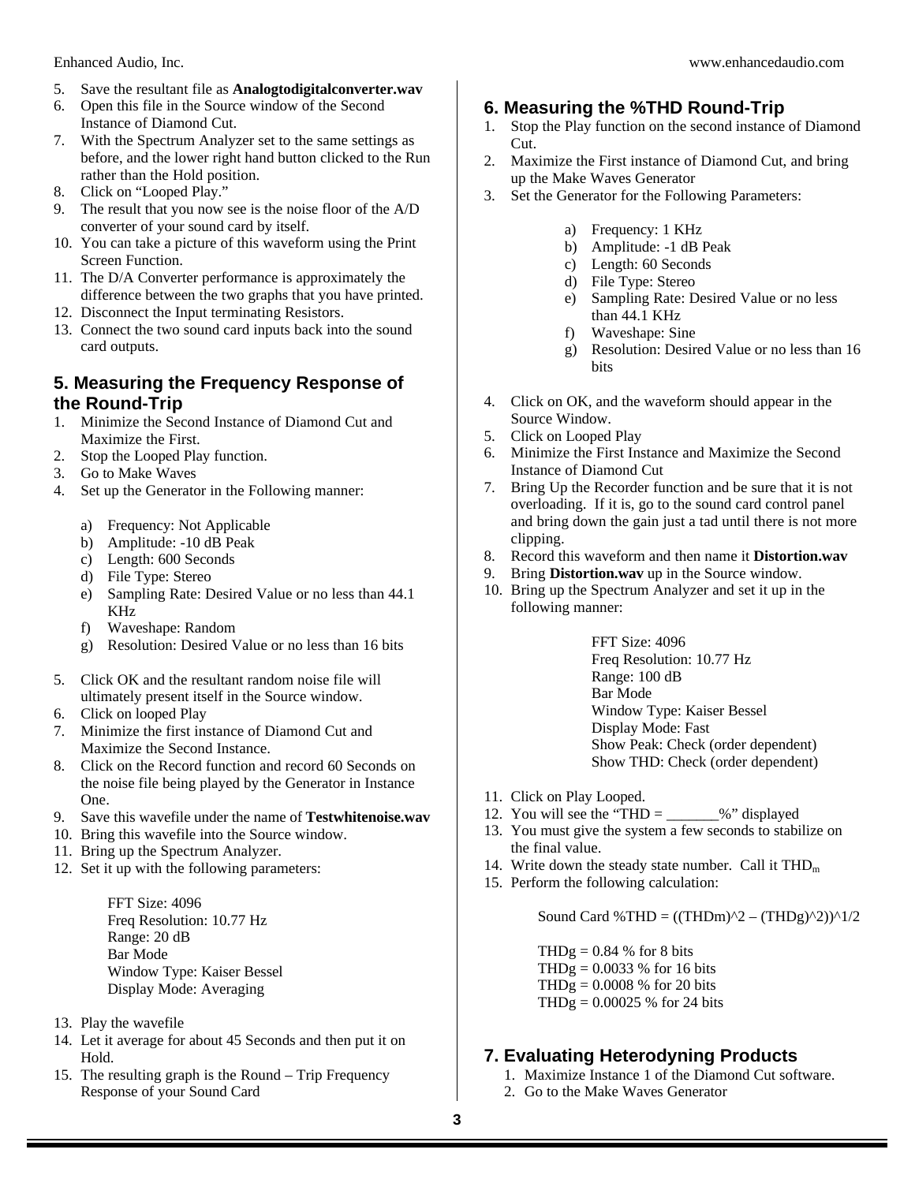5. Save the resultant file as **Analogtodigitalconverter.wav**
6. Open this file in the Source window of the Second Instance of Diamond Cut.
7. With the Spectrum Analyzer set to the same settings as before, and the lower right hand button clicked to the Run rather than the Hold position.
8. Click on "Looped Play."
9. The result that you now see is the noise floor of the A/D converter of your sound card by itself.
10. You can take a picture of this waveform using the Print Screen Function.
11. The D/A Converter performance is approximately the difference between the two graphs that you have printed.
12. Disconnect the Input terminating Resistors.
13. Connect the two sound card inputs back into the sound card outputs.

## 5. Measuring the Frequency Response of the Round-Trip

1. Minimize the Second Instance of Diamond Cut and Maximize the First.
2. Stop the Looped Play function.
3. Go to Make Waves
4. Set up the Generator in the Following manner:

    a) Frequency: Not Applicable
    b) Amplitude: -10 dB Peak
    c) Length: 600 Seconds
    d) File Type: Stereo
    e) Sampling Rate: Desired Value or no less than 44.1 KHz
    f) Waveshape: Random
    g) Resolution: Desired Value or no less than 16 bits

5. Click OK and the resultant random noise file will ultimately present itself in the Source window.
6. Click on looped Play
7. Minimize the first instance of Diamond Cut and Maximize the Second Instance.
8. Click on the Record function and record 60 Seconds on the noise file being played by the Generator in Instance One.
9. Save this wavefile under the name of **Testwhitenoise.wav**
10. Bring this wavefile into the Source window.
11. Bring up the Spectrum Analyzer.
12. Set it up with the following parameters:

    FFT Size: 4096
    Freq Resolution: 10.77 Hz
    Range: 20 dB
    Bar Mode
    Window Type: Kaiser Bessel
    Display Mode: Averaging

13. Play the wavefile
14. Let it average for about 45 Seconds and then put it on Hold.
15. The resulting graph is the Round – Trip Frequency Response of your Sound Card

## 6. Measuring the %THD Round-Trip

1. Stop the Play function on the second instance of Diamond Cut.
2. Maximize the First instance of Diamond Cut, and bring up the Make Waves Generator
3. Set the Generator for the Following Parameters:

    a) Frequency: 1 KHz
    b) Amplitude: -1 dB Peak
    c) Length: 60 Seconds
    d) File Type: Stereo
    e) Sampling Rate: Desired Value or no less than 44.1 KHz
    f) Waveshape: Sine
    g) Resolution: Desired Value or no less than 16 bits

4. Click on OK, and the waveform should appear in the Source Window.
5. Click on Looped Play
6. Minimize the First Instance and Maximize the Second Instance of Diamond Cut
7. Bring Up the Recorder function and be sure that it is not overloading. If it is, go to the sound card control panel and bring down the gain just a tad until there is not more clipping.
8. Record this waveform and then name it **Distortion.wav**
9. Bring **Distortion.wav** up in the Source window.
10. Bring up the Spectrum Analyzer and set it up in the following manner:

    FFT Size: 4096
    Freq Resolution: 10.77 Hz
    Range: 100 dB
    Bar Mode
    Window Type: Kaiser Bessel
    Display Mode: Fast
    Show Peak: Check (order dependent)
    Show THD: Check (order dependent)

11. Click on Play Looped.
12. You will see the "THD = _______%" displayed
13. You must give the system a few seconds to stabilize on the final value.
14. Write down the steady state number. Call it $THD_m$
15. Perform the following calculation:

    Sound Card %THD = ((THDm)^2 – (THDg)^2))^1/2

    THDg = 0.84 % for 8 bits
    THDg = 0.0033 % for 16 bits
    THDg = 0.0008 % for 20 bits
    THDg = 0.00025 % for 24 bits

## 7. Evaluating Heterodyning Products

1. Maximize Instance 1 of the Diamond Cut software.
2. Go to the Make Waves Generator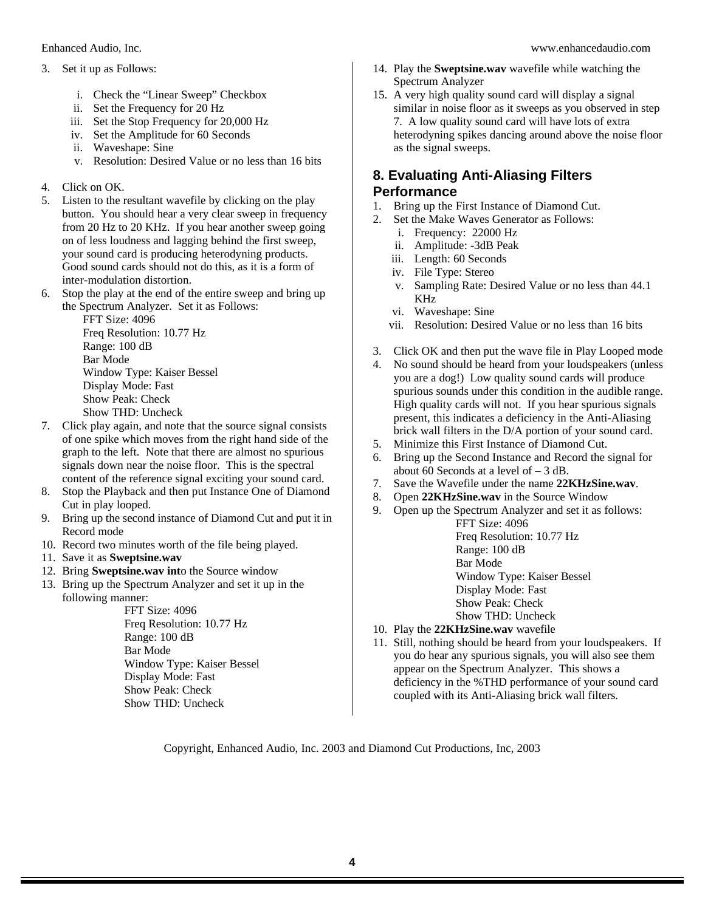3. Set it up as Follows:

    i. Check the “Linear Sweep” Checkbox
    ii. Set the Frequency for 20 Hz
    iii. Set the Stop Frequency for 20,000 Hz
    iv. Set the Amplitude for 60 Seconds
    ii. Waveshape: Sine
    v. Resolution: Desired Value or no less than 16 bits

4. Click on OK.
5. Listen to the resultant wavefile by clicking on the play button. You should hear a very clear sweep in frequency from 20 Hz to 20 KHz. If you hear another sweep going on of less loudness and lagging behind the first sweep, your sound card is producing heterodyning products. Good sound cards should not do this, as it is a form of inter-modulation distortion.
6. Stop the play at the end of the entire sweep and bring up the Spectrum Analyzer. Set it as Follows:
    FFT Size: 4096
    Freq Resolution: 10.77 Hz
    Range: 100 dB
    Bar Mode
    Window Type: Kaiser Bessel
    Display Mode: Fast
    Show Peak: Check
    Show THD: Uncheck
7. Click play again, and note that the source signal consists of one spike which moves from the right hand side of the graph to the left. Note that there are almost no spurious signals down near the noise floor. This is the spectral content of the reference signal exciting your sound card.
8. Stop the Playback and then put Instance One of Diamond Cut in play looped.
9. Bring up the second instance of Diamond Cut and put it in Record mode
10. Record two minutes worth of the file being played.
11. Save it as **Sweptsine.wav**
12. Bring **Sweptsine.wav int**o the Source window
13. Bring up the Spectrum Analyzer and set it up in the following manner:
    FFT Size: 4096
    Freq Resolution: 10.77 Hz
    Range: 100 dB
    Bar Mode
    Window Type: Kaiser Bessel
    Display Mode: Fast
    Show Peak: Check
    Show THD: Uncheck
14. Play the **Sweptsine.wav** wavefile while watching the Spectrum Analyzer
15. A very high quality sound card will display a signal similar in noise floor as it sweeps as you observed in step 7. A low quality sound card will have lots of extra heterodyning spikes dancing around above the noise floor as the signal sweeps.

## 8. Evaluating Anti-Aliasing Filters Performance

1. Bring up the First Instance of Diamond Cut.
2. Set the Make Waves Generator as Follows:
    i. Frequency: 22000 Hz
    ii. Amplitude: -3dB Peak
    iii. Length: 60 Seconds
    iv. File Type: Stereo
    v. Sampling Rate: Desired Value or no less than 44.1 KHz
    vi. Waveshape: Sine
    vii. Resolution: Desired Value or no less than 16 bits

3. Click OK and then put the wave file in Play Looped mode
4. No sound should be heard from your loudspeakers (unless you are a dog!) Low quality sound cards will produce spurious sounds under this condition in the audible range. High quality cards will not. If you hear spurious signals present, this indicates a deficiency in the Anti-Aliasing brick wall filters in the D/A portion of your sound card.
5. Minimize this First Instance of Diamond Cut.
6. Bring up the Second Instance and Record the signal for about 60 Seconds at a level of – 3 dB.
7. Save the Wavefile under the name **22KHzSine.wav**.
8. Open **22KHzSine.wav** in the Source Window
9. Open up the Spectrum Analyzer and set it as follows:
    FFT Size: 4096
    Freq Resolution: 10.77 Hz
    Range: 100 dB
    Bar Mode
    Window Type: Kaiser Bessel
    Display Mode: Fast
    Show Peak: Check
    Show THD: Uncheck
10. Play the **22KHzSine.wav** wavefile
11. Still, nothing should be heard from your loudspeakers. If you do hear any spurious signals, you will also see them appear on the Spectrum Analyzer. This shows a deficiency in the %THD performance of your sound card coupled with its Anti-Aliasing brick wall filters.

Copyright, Enhanced Audio, Inc. 2003 and Diamond Cut Productions, Inc, 2003